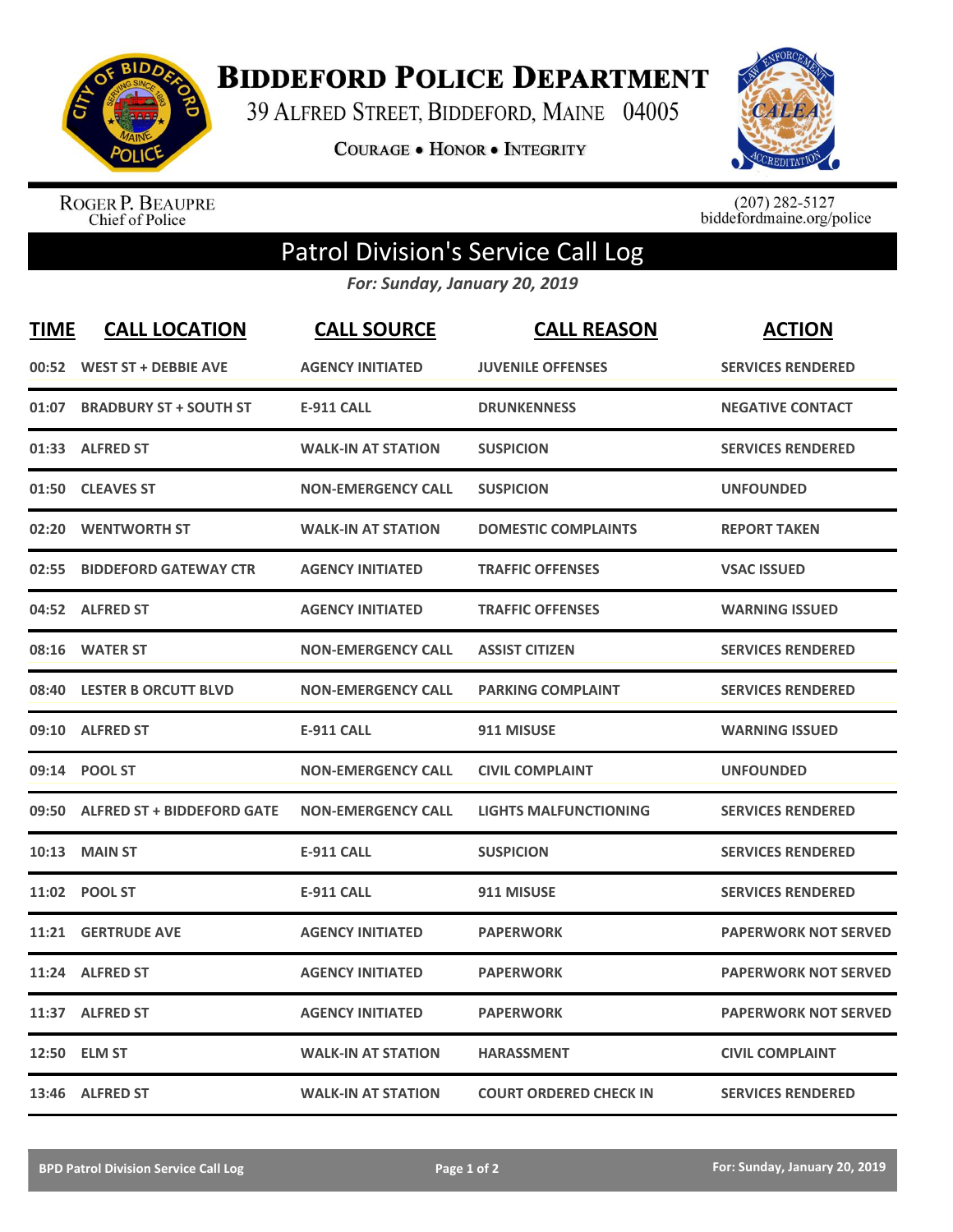# Biddeford Police Department

39 Alfred Street, Biddeford, Maine 04005

**Courage • Honor • Integrity**

Roger P. Beaupre
Chief of Police

(207) 282-5127
biddefordmaine.org/police

## Patrol Division's Service Call Log

*For: Sunday, January 20, 2019*

| TIME | CALL LOCATION | CALL SOURCE | CALL REASON | ACTION |
|---|---|---|---|---|
| 00:52 | WEST ST + DEBBIE AVE | AGENCY INITIATED | JUVENILE OFFENSES | SERVICES RENDERED |
| 01:07 | BRADBURY ST + SOUTH ST | E-911 CALL | DRUNKENNESS | NEGATIVE CONTACT |
| 01:33 | ALFRED ST | WALK-IN AT STATION | SUSPICION | SERVICES RENDERED |
| 01:50 | CLEAVES ST | NON-EMERGENCY CALL | SUSPICION | UNFOUNDED |
| 02:20 | WENTWORTH ST | WALK-IN AT STATION | DOMESTIC COMPLAINTS | REPORT TAKEN |
| 02:55 | BIDDEFORD GATEWAY CTR | AGENCY INITIATED | TRAFFIC OFFENSES | VSAC ISSUED |
| 04:52 | ALFRED ST | AGENCY INITIATED | TRAFFIC OFFENSES | WARNING ISSUED |
| 08:16 | WATER ST | NON-EMERGENCY CALL | ASSIST CITIZEN | SERVICES RENDERED |
| 08:40 | LESTER B ORCUTT BLVD | NON-EMERGENCY CALL | PARKING COMPLAINT | SERVICES RENDERED |
| 09:10 | ALFRED ST | E-911 CALL | 911 MISUSE | WARNING ISSUED |
| 09:14 | POOL ST | NON-EMERGENCY CALL | CIVIL COMPLAINT | UNFOUNDED |
| 09:50 | ALFRED ST + BIDDEFORD GATE | NON-EMERGENCY CALL | LIGHTS MALFUNCTIONING | SERVICES RENDERED |
| 10:13 | MAIN ST | E-911 CALL | SUSPICION | SERVICES RENDERED |
| 11:02 | POOL ST | E-911 CALL | 911 MISUSE | SERVICES RENDERED |
| 11:21 | GERTRUDE AVE | AGENCY INITIATED | PAPERWORK | PAPERWORK NOT SERVED |
| 11:24 | ALFRED ST | AGENCY INITIATED | PAPERWORK | PAPERWORK NOT SERVED |
| 11:37 | ALFRED ST | AGENCY INITIATED | PAPERWORK | PAPERWORK NOT SERVED |
| 12:50 | ELM ST | WALK-IN AT STATION | HARASSMENT | CIVIL COMPLAINT |
| 13:46 | ALFRED ST | WALK-IN AT STATION | COURT ORDERED CHECK IN | SERVICES RENDERED |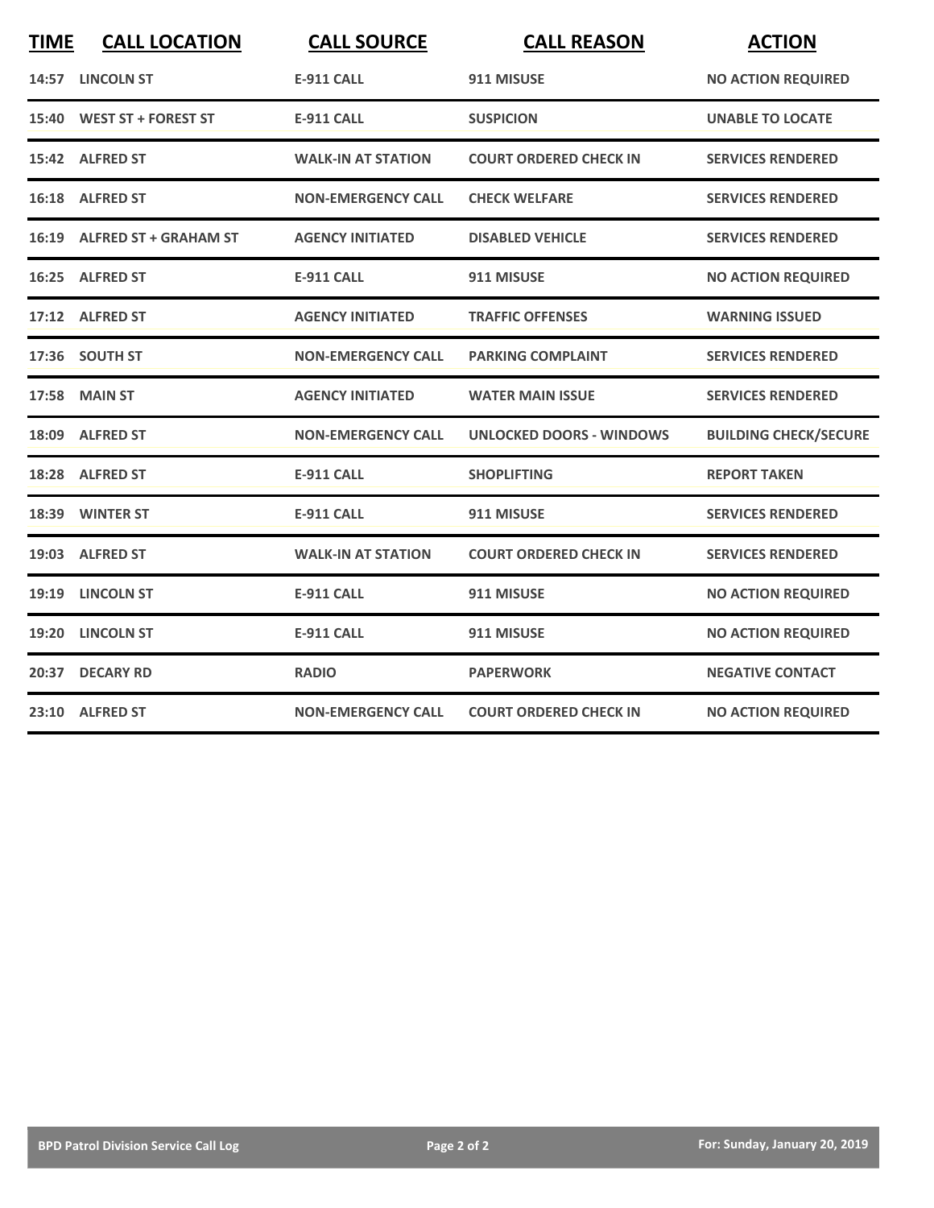| TIME | CALL LOCATION | CALL SOURCE | CALL REASON | ACTION |
|---|---|---|---|---|
| 14:57 | LINCOLN ST | E-911 CALL | 911 MISUSE | NO ACTION REQUIRED |
| 15:40 | WEST ST + FOREST ST | E-911 CALL | SUSPICION | UNABLE TO LOCATE |
| 15:42 | ALFRED ST | WALK-IN AT STATION | COURT ORDERED CHECK IN | SERVICES RENDERED |
| 16:18 | ALFRED ST | NON-EMERGENCY CALL | CHECK WELFARE | SERVICES RENDERED |
| 16:19 | ALFRED ST + GRAHAM ST | AGENCY INITIATED | DISABLED VEHICLE | SERVICES RENDERED |
| 16:25 | ALFRED ST | E-911 CALL | 911 MISUSE | NO ACTION REQUIRED |
| 17:12 | ALFRED ST | AGENCY INITIATED | TRAFFIC OFFENSES | WARNING ISSUED |
| 17:36 | SOUTH ST | NON-EMERGENCY CALL | PARKING COMPLAINT | SERVICES RENDERED |
| 17:58 | MAIN ST | AGENCY INITIATED | WATER MAIN ISSUE | SERVICES RENDERED |
| 18:09 | ALFRED ST | NON-EMERGENCY CALL | UNLOCKED DOORS - WINDOWS | BUILDING CHECK/SECURE |
| 18:28 | ALFRED ST | E-911 CALL | SHOPLIFTING | REPORT TAKEN |
| 18:39 | WINTER ST | E-911 CALL | 911 MISUSE | SERVICES RENDERED |
| 19:03 | ALFRED ST | WALK-IN AT STATION | COURT ORDERED CHECK IN | SERVICES RENDERED |
| 19:19 | LINCOLN ST | E-911 CALL | 911 MISUSE | NO ACTION REQUIRED |
| 19:20 | LINCOLN ST | E-911 CALL | 911 MISUSE | NO ACTION REQUIRED |
| 20:37 | DECARY RD | RADIO | PAPERWORK | NEGATIVE CONTACT |
| 23:10 | ALFRED ST | NON-EMERGENCY CALL | COURT ORDERED CHECK IN | NO ACTION REQUIRED |